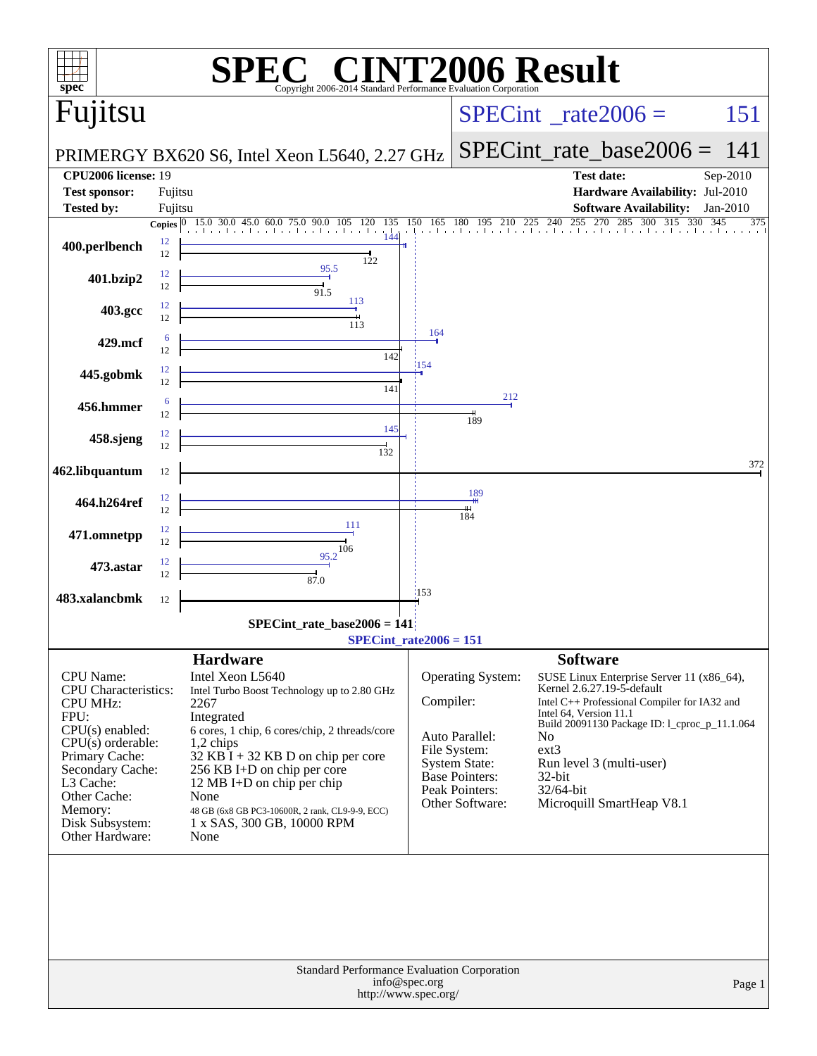# SPEC CINT2006 Result

Copyright 2006-2014 Standard Performance Evaluation Corporation

## Fujitsu

**PRIMERGY BX620 S6, Intel Xeon L5640, 2.27 GHz**

SPECint_rate2006 = 151

SPECint_rate_base2006 = 141

| | | | |
|---|---|---|---|
| **CPU2006 license:** | 19 | **Test date:** | Sep-2010 |
| **Test sponsor:** | Fujitsu | **Hardware Availability:** | Jul-2010 |
| **Tested by:** | Fujitsu | **Software Availability:** | Jan-2010 |

| Benchmark | Copies (peak) | Peak | Copies (base) | Base |
|---|---|---|---|---|
| 400.perlbench | 12 | 144 | 12 | 122 |
| 401.bzip2 | 12 | 95.5 | 12 | 91.5 |
| 403.gcc | 12 | 113 | 12 | 113 |
| 429.mcf | 6 | 164 | 12 | 142 |
| 445.gobmk | 12 | 154 | 12 | 141 |
| 456.hmmer | 6 | 212 | 12 | 189 |
| 458.sjeng | 12 | 145 | 12 | 132 |
| 462.libquantum | | | 12 | 372 |
| 464.h264ref | 12 | 189 | 12 | 184 |
| 471.omnetpp | 12 | 111 | 12 | 106 |
| 473.astar | 12 | 95.2 | 12 | 87.0 |
| 483.xalancbmk | | | 12 | 153 |

SPECint_rate_base2006 = 141

SPECint_rate2006 = 151

### Hardware

| | |
|---|---|
| CPU Name: | Intel Xeon L5640 |
| CPU Characteristics: | Intel Turbo Boost Technology up to 2.80 GHz |
| CPU MHz: | 2267 |
| FPU: | Integrated |
| CPU(s) enabled: | 6 cores, 1 chip, 6 cores/chip, 2 threads/core |
| CPU(s) orderable: | 1,2 chips |
| Primary Cache: | 32 KB I + 32 KB D on chip per core |
| Secondary Cache: | 256 KB I+D on chip per core |
| L3 Cache: | 12 MB I+D on chip per chip |
| Other Cache: | None |
| Memory: | 48 GB (6x8 GB PC3-10600R, 2 rank, CL9-9-9, ECC) |
| Disk Subsystem: | 1 x SAS, 300 GB, 10000 RPM |
| Other Hardware: | None |

### Software

| | |
|---|---|
| Operating System: | SUSE Linux Enterprise Server 11 (x86_64), Kernel 2.6.27.19-5-default |
| Compiler: | Intel C++ Professional Compiler for IA32 and Intel 64, Version 11.1 Build 20091130 Package ID: l_cproc_p_11.1.064 |
| Auto Parallel: | No |
| File System: | ext3 |
| System State: | Run level 3 (multi-user) |
| Base Pointers: | 32-bit |
| Peak Pointers: | 32/64-bit |
| Other Software: | Microquill SmartHeap V8.1 |

Standard Performance Evaluation Corporation
info@spec.org
http://www.spec.org/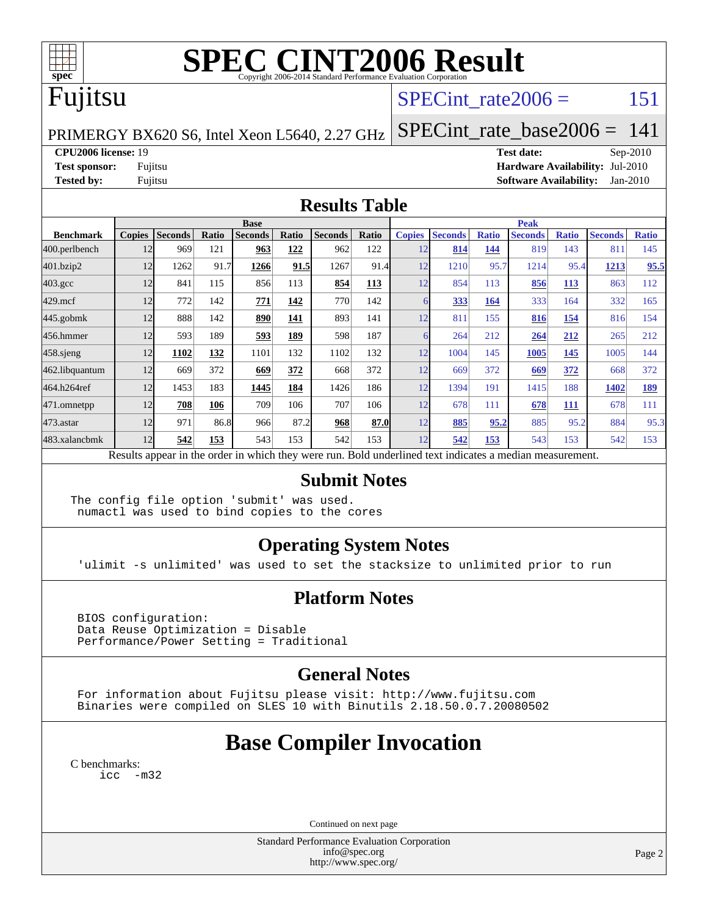# SPEC CINT2006 Result

Copyright 2006-2014 Standard Performance Evaluation Corporation

## Fujitsu

PRIMERGY BX620 S6, Intel Xeon L5640, 2.27 GHz

SPECint_rate2006 = 151

SPECint_rate_base2006 = 141

**CPU2006 license:** 19
**Test sponsor:** Fujitsu
**Tested by:** Fujitsu

**Test date:** Sep-2010
**Hardware Availability:** Jul-2010
**Software Availability:** Jan-2010

## Results Table

| | Base | | | | | | | Peak | | | | | | |
|---|---|---|---|---|---|---|---|---|---|---|---|---|---|---|
| **Benchmark** | **Copies** | **Seconds** | **Ratio** | **Seconds** | **Ratio** | **Seconds** | **Ratio** | **Copies** | **Seconds** | **Ratio** | **Seconds** | **Ratio** | **Seconds** | **Ratio** |
| 400.perlbench | 12 | 969 | 121 | **963** | **122** | 962 | 122 | 12 | **814** | **144** | 819 | 143 | 811 | 145 |
| 401.bzip2 | 12 | 1262 | 91.7 | **1266** | **91.5** | 1267 | 91.4 | 12 | 1210 | 95.7 | 1214 | 95.4 | **1213** | **95.5** |
| 403.gcc | 12 | 841 | 115 | 856 | 113 | **854** | **113** | 12 | 854 | 113 | **856** | **113** | 863 | 112 |
| 429.mcf | 12 | 772 | 142 | **771** | **142** | 770 | 142 | 6 | **333** | **164** | 333 | 164 | 332 | 165 |
| 445.gobmk | 12 | 888 | 142 | **890** | **141** | 893 | 141 | 12 | 811 | 155 | **816** | **154** | 816 | 154 |
| 456.hmmer | 12 | 593 | 189 | **593** | **189** | 598 | 187 | 6 | 264 | 212 | **264** | **212** | 265 | 212 |
| 458.sjeng | 12 | **1102** | **132** | 1101 | 132 | 1102 | 132 | 12 | 1004 | 145 | **1005** | **145** | 1005 | 144 |
| 462.libquantum | 12 | 669 | 372 | **669** | **372** | 668 | 372 | 12 | 669 | 372 | **669** | **372** | 668 | 372 |
| 464.h264ref | 12 | 1453 | 183 | **1445** | **184** | 1426 | 186 | 12 | 1394 | 191 | 1415 | 188 | **1402** | **189** |
| 471.omnetpp | 12 | **708** | **106** | 709 | 106 | 707 | 106 | 12 | 678 | 111 | **678** | **111** | 678 | 111 |
| 473.astar | 12 | 971 | 86.8 | 966 | 87.2 | **968** | **87.0** | 12 | **885** | **95.2** | 885 | 95.2 | 884 | 95.3 |
| 483.xalancbmk | 12 | **542** | **153** | 543 | 153 | 542 | 153 | 12 | **542** | **153** | 543 | 153 | 542 | 153 |

Results appear in the order in which they were run. Bold underlined text indicates a median measurement.

## Submit Notes

```
The config file option 'submit' was used.
 numactl was used to bind copies to the cores
```

## Operating System Notes

```
'ulimit -s unlimited' was used to set the stacksize to unlimited prior to run
```

## Platform Notes

```
BIOS configuration:
Data Reuse Optimization = Disable
Performance/Power Setting = Traditional
```

## General Notes

```
For information about Fujitsu please visit: http://www.fujitsu.com
Binaries were compiled on SLES 10 with Binutils 2.18.50.0.7.20080502
```

## Base Compiler Invocation

C benchmarks:
```
icc  -m32
```

Continued on next page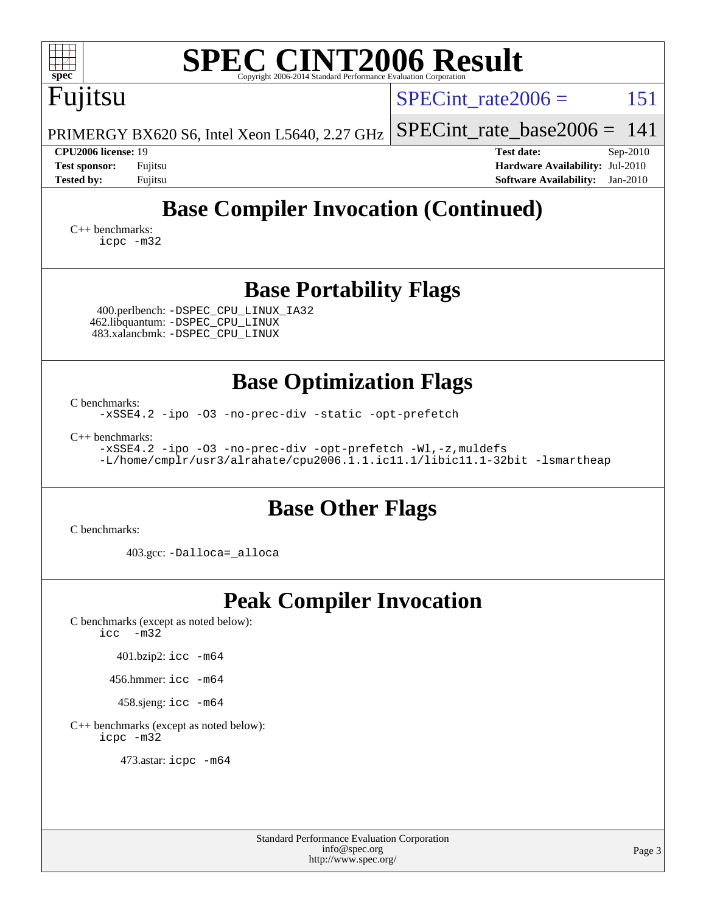## Base Compiler Invocation (Continued)

C++ benchmarks:

```
icpc -m32
```

## Base Portability Flags

400.perlbench: `-DSPEC_CPU_LINUX_IA32`
462.libquantum: `-DSPEC_CPU_LINUX`
483.xalancbmk: `-DSPEC_CPU_LINUX`

## Base Optimization Flags

C benchmarks:

```
-xSSE4.2 -ipo -O3 -no-prec-div -static -opt-prefetch
```

C++ benchmarks:

```
-xSSE4.2 -ipo -O3 -no-prec-div -opt-prefetch -Wl,-z,muldefs
-L/home/cmplr/usr3/alrahate/cpu2006.1.1.ic11.1/libic11.1-32bit -lsmartheap
```

## Base Other Flags

C benchmarks:

403.gcc: `-Dalloca=_alloca`

## Peak Compiler Invocation

C benchmarks (except as noted below):

```
icc  -m32
```

401.bzip2: `icc -m64`

456.hmmer: `icc -m64`

458.sjeng: `icc -m64`

C++ benchmarks (except as noted below):

```
icpc -m32
```

473.astar: `icpc -m64`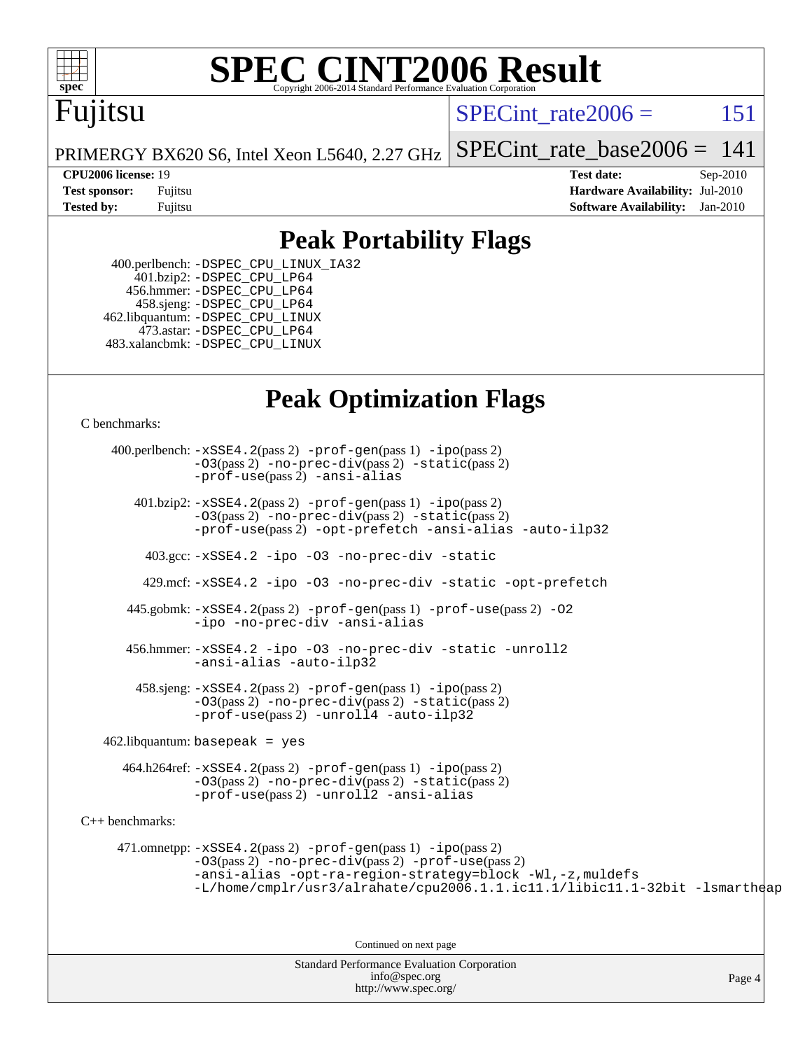# SPEC CINT2006 Result

Copyright 2006-2014 Standard Performance Evaluation Corporation

**Fujitsu**

PRIMERGY BX620 S6, Intel Xeon L5640, 2.27 GHz

SPECint_rate2006 = 151

SPECint_rate_base2006 = 141

| | | | |
|---|---|---|---|
| **CPU2006 license:** 19 | | **Test date:** | Sep-2010 |
| **Test sponsor:** | Fujitsu | **Hardware Availability:** | Jul-2010 |
| **Tested by:** | Fujitsu | **Software Availability:** | Jan-2010 |

## Peak Portability Flags

400.perlbench: -DSPEC_CPU_LINUX_IA32
401.bzip2: -DSPEC_CPU_LP64
456.hmmer: -DSPEC_CPU_LP64
458.sjeng: -DSPEC_CPU_LP64
462.libquantum: -DSPEC_CPU_LINUX
473.astar: -DSPEC_CPU_LP64
483.xalancbmk: -DSPEC_CPU_LINUX

## Peak Optimization Flags

C benchmarks:

400.perlbench: -xSSE4.2(pass 2) -prof-gen(pass 1) -ipo(pass 2) -O3(pass 2) -no-prec-div(pass 2) -static(pass 2) -prof-use(pass 2) -ansi-alias

401.bzip2: -xSSE4.2(pass 2) -prof-gen(pass 1) -ipo(pass 2) -O3(pass 2) -no-prec-div(pass 2) -static(pass 2) -prof-use(pass 2) -opt-prefetch -ansi-alias -auto-ilp32

403.gcc: -xSSE4.2 -ipo -O3 -no-prec-div -static

429.mcf: -xSSE4.2 -ipo -O3 -no-prec-div -static -opt-prefetch

445.gobmk: -xSSE4.2(pass 2) -prof-gen(pass 1) -prof-use(pass 2) -O2 -ipo -no-prec-div -ansi-alias

456.hmmer: -xSSE4.2 -ipo -O3 -no-prec-div -static -unroll2 -ansi-alias -auto-ilp32

458.sjeng: -xSSE4.2(pass 2) -prof-gen(pass 1) -ipo(pass 2) -O3(pass 2) -no-prec-div(pass 2) -static(pass 2) -prof-use(pass 2) -unroll4 -auto-ilp32

462.libquantum: basepeak = yes

464.h264ref: -xSSE4.2(pass 2) -prof-gen(pass 1) -ipo(pass 2) -O3(pass 2) -no-prec-div(pass 2) -static(pass 2) -prof-use(pass 2) -unroll2 -ansi-alias

C++ benchmarks:

471.omnetpp: -xSSE4.2(pass 2) -prof-gen(pass 1) -ipo(pass 2) -O3(pass 2) -no-prec-div(pass 2) -prof-use(pass 2) -ansi-alias -opt-ra-region-strategy=block -Wl,-z,muldefs -L/home/cmplr/usr3/alrahate/cpu2006.1.1.ic11.1/libic11.1-32bit -lsmartheap

Continued on next page

Standard Performance Evaluation Corporation
info@spec.org
http://www.spec.org/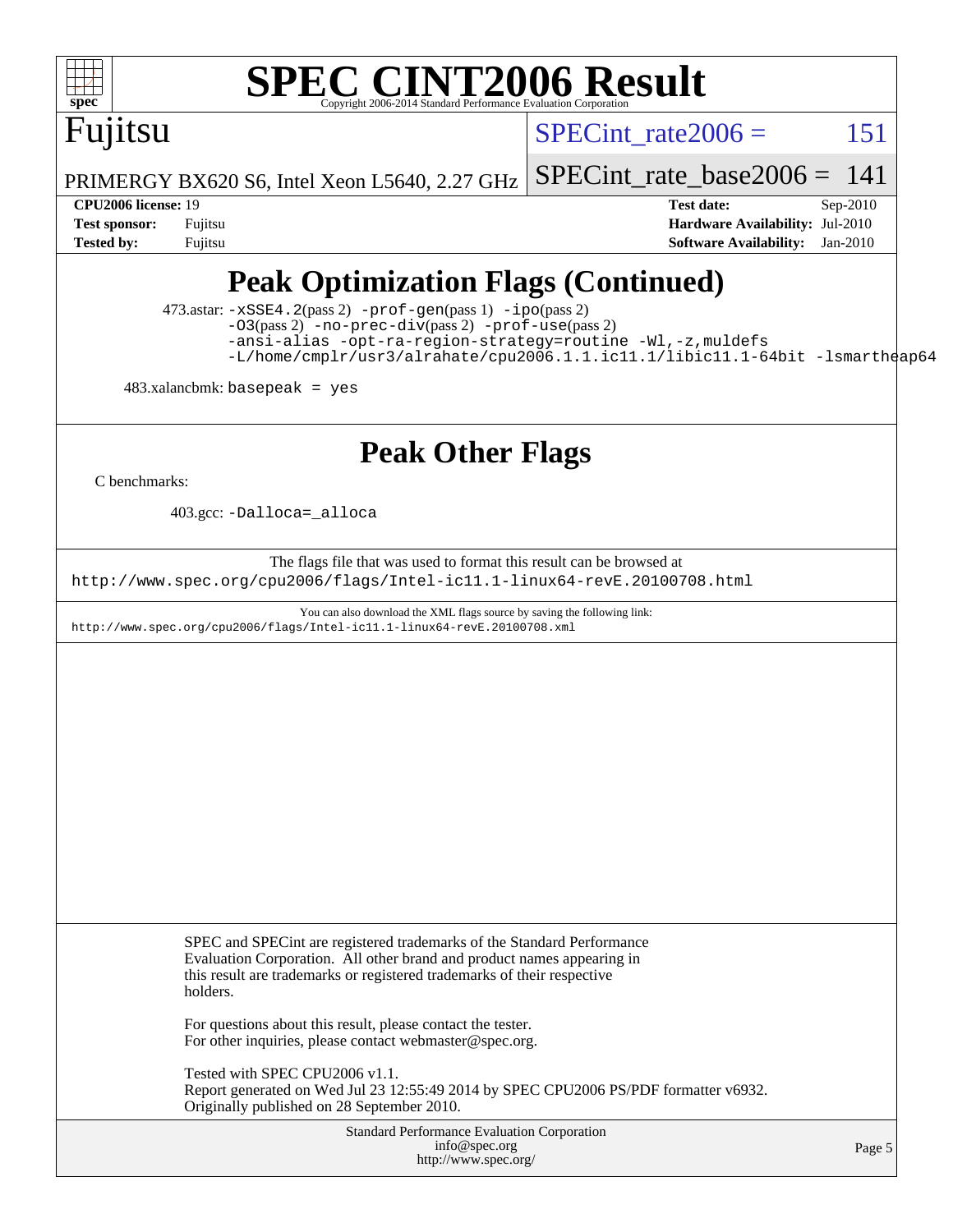## Peak Optimization Flags (Continued)

473.astar: `-xSSE4.2`(pass 2) `-prof-gen`(pass 1) `-ipo`(pass 2) `-O3`(pass 2) `-no-prec-div`(pass 2) `-prof-use`(pass 2) `-ansi-alias -opt-ra-region-strategy=routine -Wl,-z,muldefs -L/home/cmplr/usr3/alrahate/cpu2006.1.1.ic11.1/libic11.1-64bit -lsmartheap64`

483.xalancbmk: `basepeak = yes`

## Peak Other Flags

C benchmarks:

403.gcc: `-Dalloca=_alloca`

The flags file that was used to format this result can be browsed at
http://www.spec.org/cpu2006/flags/Intel-ic11.1-linux64-revE.20100708.html

You can also download the XML flags source by saving the following link:
http://www.spec.org/cpu2006/flags/Intel-ic11.1-linux64-revE.20100708.xml

SPEC and SPECint are registered trademarks of the Standard Performance Evaluation Corporation. All other brand and product names appearing in this result are trademarks or registered trademarks of their respective holders.

For questions about this result, please contact the tester.
For other inquiries, please contact webmaster@spec.org.

Tested with SPEC CPU2006 v1.1.
Report generated on Wed Jul 23 12:55:49 2014 by SPEC CPU2006 PS/PDF formatter v6932.
Originally published on 28 September 2010.